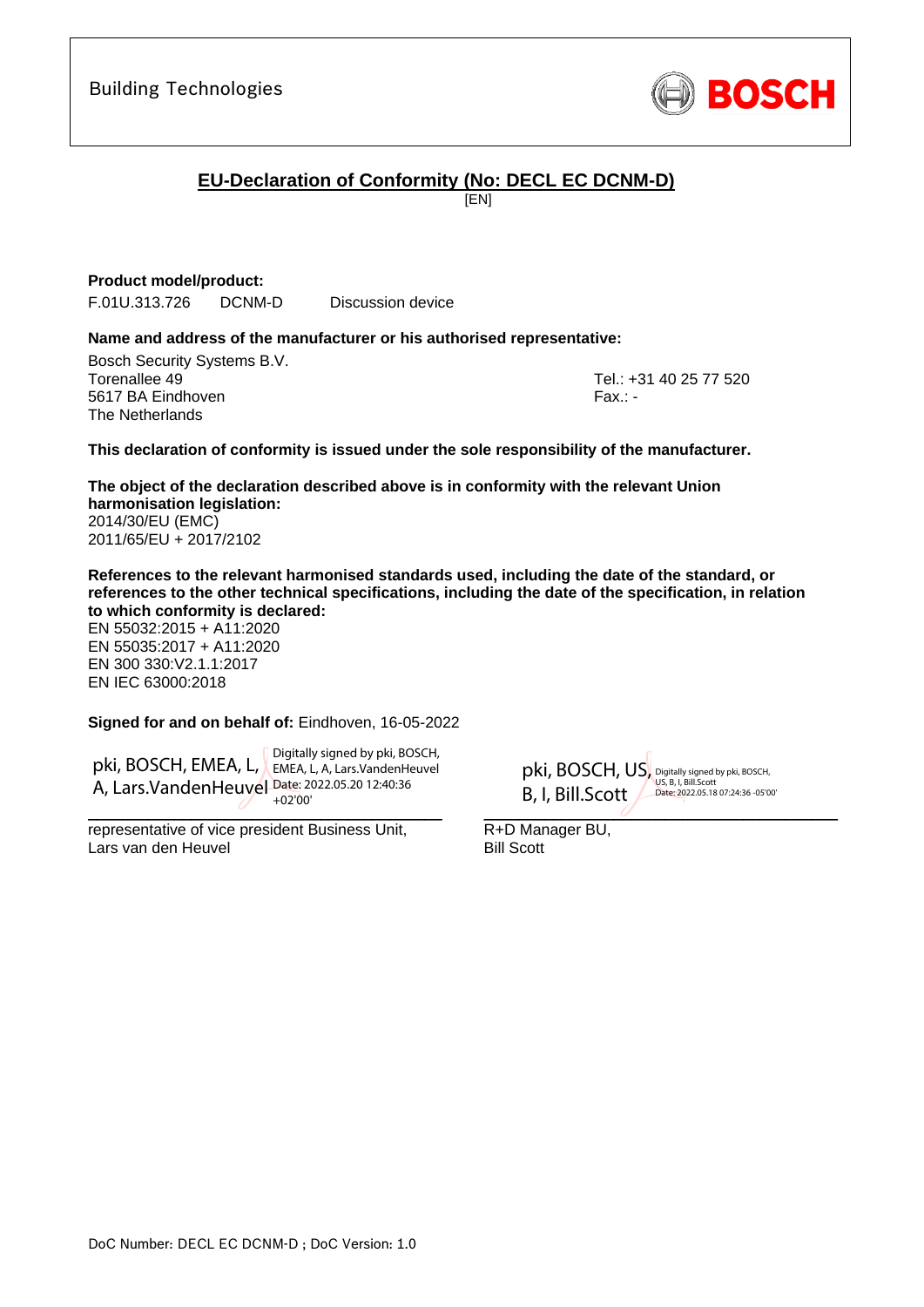Building Technologies

BOSCH

# EU-Declaration of Conformity (No: DECL EC DCNM-D)

[EN]

**Product model/product:**

F.01U.313.726  DCNM-D  Discussion device

**Name and address of the manufacturer or his authorised representative:**

Bosch Security Systems B.V.
Torenallee 49
5617 BA Eindhoven
The Netherlands

Tel.: +31 40 25 77 520
Fax.: -

**This declaration of conformity is issued under the sole responsibility of the manufacturer.**

**The object of the declaration described above is in conformity with the relevant Union harmonisation legislation:**

2014/30/EU (EMC)
2011/65/EU + 2017/2102

**References to the relevant harmonised standards used, including the date of the standard, or references to the other technical specifications, including the date of the specification, in relation to which conformity is declared:**

EN 55032:2015 + A11:2020
EN 55035:2017 + A11:2020
EN 300 330:V2.1.1:2017
EN IEC 63000:2018

**Signed for and on behalf of:** Eindhoven, 16-05-2022

pki, BOSCH, EMEA, L, A, Lars.VandenHeuvel
Digitally signed by pki, BOSCH, EMEA, L, A, Lars.VandenHeuvel
Date: 2022.05.20 12:40:36 +02'00'

representative of vice president Business Unit,
Lars van den Heuvel

pki, BOSCH, US, B, I, Bill.Scott
Digitally signed by pki, BOSCH, US, B, I, Bill.Scott
Date: 2022.05.18 07:24:36 -05'00'

R+D Manager BU,
Bill Scott

DoC Number: DECL EC DCNM-D ; DoC Version: 1.0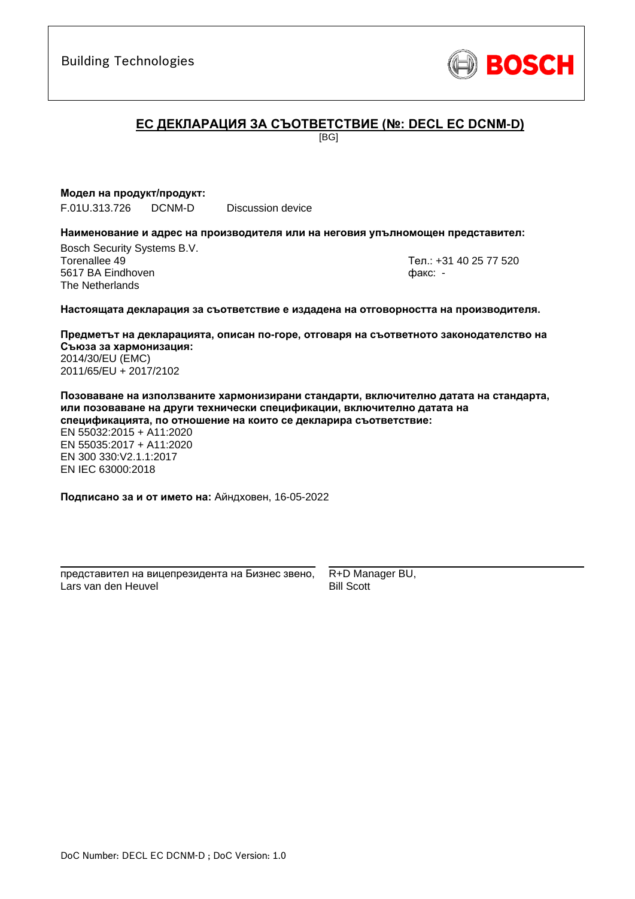Building Technologies

BOSCH

## ЕС ДЕКЛАРАЦИЯ ЗА СЪОТВЕТСТВИЕ (№: DECL EC DCNM-D)

[BG]

**Модел на продукт/продукт:**

F.01U.313.726 DCNM-D Discussion device

**Наименование и адрес на производителя или на неговия упълномощен представител:**

Bosch Security Systems B.V.
Torenallee 49
5617 BA Eindhoven
The Netherlands

Тел.: +31 40 25 77 520
факс: -

**Настоящата декларация за съответствие е издадена на отговорността на производителя.**

**Предметът на декларацията, описан по-горе, отговаря на съответното законодателство на Съюза за хармонизация:**
2014/30/EU (EMC)
2011/65/EU + 2017/2102

**Позоваване на използваните хармонизирани стандарти, включително датата на стандарта, или позоваване на други технически спецификации, включително датата на спецификацията, по отношение на които се декларира съответствие:**
EN 55032:2015 + A11:2020
EN 55035:2017 + A11:2020
EN 300 330:V2.1.1:2017
EN IEC 63000:2018

**Подписано за и от името на:** Айндховен, 16-05-2022

представител на вицепрезидента на Бизнес звено,
Lars van den Heuvel

R+D Manager BU,
Bill Scott

DoC Number: DECL EC DCNM-D ; DoC Version: 1.0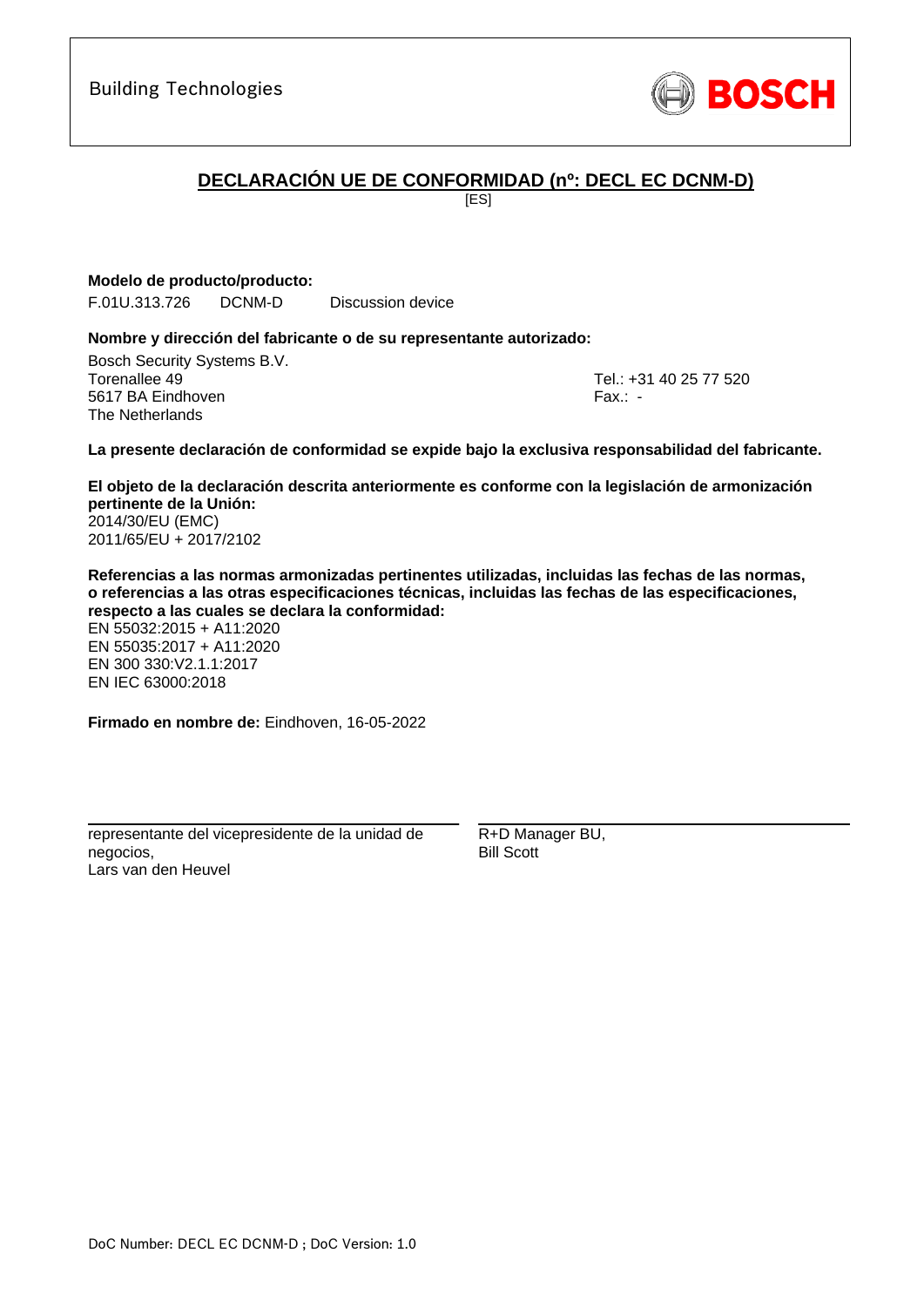Building Technologies

BOSCH

# DECLARACIÓN UE DE CONFORMIDAD (nº: DECL EC DCNM-D)

[ES]

**Modelo de producto/producto:**

F.01U.313.726   DCNM-D   Discussion device

**Nombre y dirección del fabricante o de su representante autorizado:**

Bosch Security Systems B.V.
Torenallee 49
5617 BA Eindhoven
The Netherlands

Tel.: +31 40 25 77 520
Fax.: -

**La presente declaración de conformidad se expide bajo la exclusiva responsabilidad del fabricante.**

**El objeto de la declaración descrita anteriormente es conforme con la legislación de armonización pertinente de la Unión:**
2014/30/EU (EMC)
2011/65/EU + 2017/2102

**Referencias a las normas armonizadas pertinentes utilizadas, incluidas las fechas de las normas, o referencias a las otras especificaciones técnicas, incluidas las fechas de las especificaciones, respecto a las cuales se declara la conformidad:**
EN 55032:2015 + A11:2020
EN 55035:2017 + A11:2020
EN 300 330:V2.1.1:2017
EN IEC 63000:2018

**Firmado en nombre de:** Eindhoven, 16-05-2022

representante del vicepresidente de la unidad de negocios,
Lars van den Heuvel

R+D Manager BU,
Bill Scott

DoC Number: DECL EC DCNM-D ; DoC Version: 1.0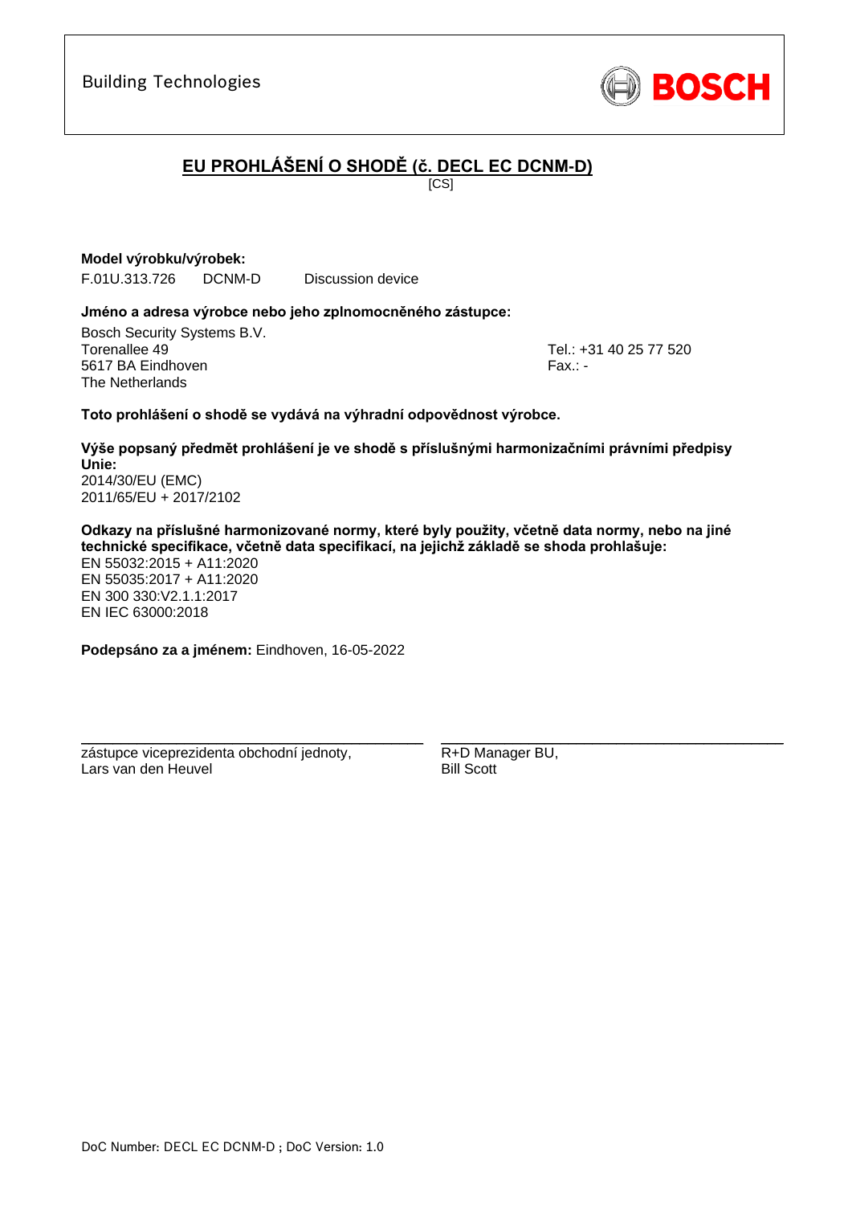Building Technologies

BOSCH

# EU PROHLÁŠENÍ O SHODĚ (č. DECL EC DCNM-D)

[CS]

**Model výrobku/výrobek:**

F.01U.313.726 DCNM-D Discussion device

**Jméno a adresa výrobce nebo jeho zplnomocněného zástupce:**

Bosch Security Systems B.V.
Torenallee 49
5617 BA Eindhoven
The Netherlands

Tel.: +31 40 25 77 520
Fax.: -

**Toto prohlášení o shodě se vydává na výhradní odpovědnost výrobce.**

**Výše popsaný předmět prohlášení je ve shodě s příslušnými harmonizačními právními předpisy Unie:**
2014/30/EU (EMC)
2011/65/EU + 2017/2102

**Odkazy na příslušné harmonizované normy, které byly použity, včetně data normy, nebo na jiné technické specifikace, včetně data specifikací, na jejichž základě se shoda prohlašuje:**
EN 55032:2015 + A11:2020
EN 55035:2017 + A11:2020
EN 300 330:V2.1.1:2017
EN IEC 63000:2018

**Podepsáno za a jménem:** Eindhoven, 16-05-2022

zástupce viceprezidenta obchodní jednoty,
Lars van den Heuvel

R+D Manager BU,
Bill Scott

DoC Number: DECL EC DCNM-D ; DoC Version: 1.0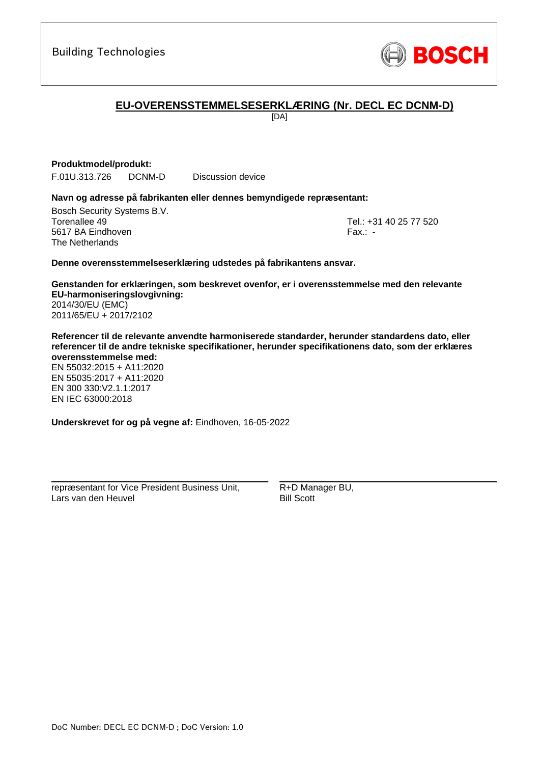Building Technologies

BOSCH

# EU-OVERENSSTEMMELSESERKLÆRING (Nr. DECL EC DCNM-D)

[DA]

**Produktmodel/produkt:**

F.01U.313.726 DCNM-D Discussion device

**Navn og adresse på fabrikanten eller dennes bemyndigede repræsentant:**

Bosch Security Systems B.V.
Torenallee 49
5617 BA Eindhoven
The Netherlands

Tel.: +31 40 25 77 520
Fax.: -

**Denne overensstemmelseserklæring udstedes på fabrikantens ansvar.**

**Genstanden for erklæringen, som beskrevet ovenfor, er i overensstemmelse med den relevante EU-harmoniseringslovgivning:**
2014/30/EU (EMC)
2011/65/EU + 2017/2102

**Referencer til de relevante anvendte harmoniserede standarder, herunder standardens dato, eller referencer til de andre tekniske specifikationer, herunder specifikationens dato, som der erklæres overensstemmelse med:**
EN 55032:2015 + A11:2020
EN 55035:2017 + A11:2020
EN 300 330:V2.1.1:2017
EN IEC 63000:2018

**Underskrevet for og på vegne af:** Eindhoven, 16-05-2022

repræsentant for Vice President Business Unit,
Lars van den Heuvel

R+D Manager BU,
Bill Scott

DoC Number: DECL EC DCNM-D ; DoC Version: 1.0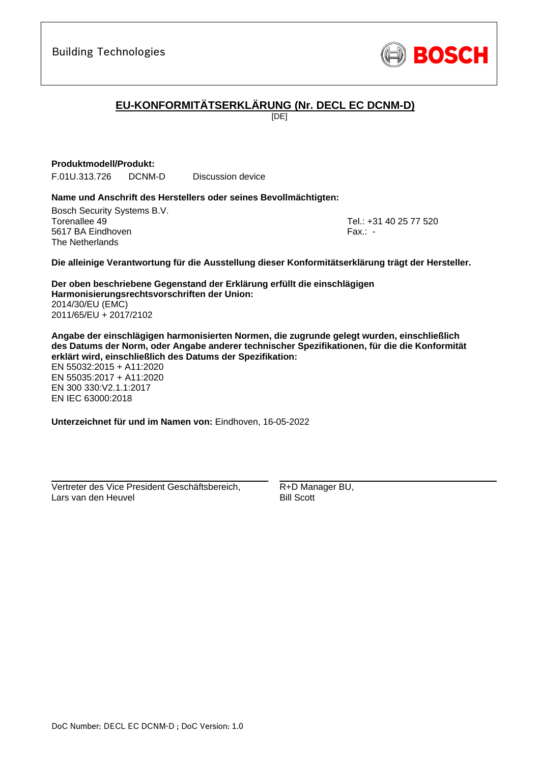Building Technologies

**BOSCH**

# EU-KONFORMITÄTSERKLÄRUNG (Nr. DECL EC DCNM-D)

[DE]

**Produktmodell/Produkt:**

F.01U.313.726 DCNM-D Discussion device

**Name und Anschrift des Herstellers oder seines Bevollmächtigten:**

Bosch Security Systems B.V.
Torenallee 49
5617 BA Eindhoven
The Netherlands

Tel.: +31 40 25 77 520
Fax.: -

**Die alleinige Verantwortung für die Ausstellung dieser Konformitätserklärung trägt der Hersteller.**

**Der oben beschriebene Gegenstand der Erklärung erfüllt die einschlägigen Harmonisierungsrechtsvorschriften der Union:**

2014/30/EU (EMC)
2011/65/EU + 2017/2102

**Angabe der einschlägigen harmonisierten Normen, die zugrunde gelegt wurden, einschließlich des Datums der Norm, oder Angabe anderer technischer Spezifikationen, für die die Konformität erklärt wird, einschließlich des Datums der Spezifikation:**

EN 55032:2015 + A11:2020
EN 55035:2017 + A11:2020
EN 300 330:V2.1.1:2017
EN IEC 63000:2018

**Unterzeichnet für und im Namen von:** Eindhoven, 16-05-2022

Vertreter des Vice President Geschäftsbereich,
Lars van den Heuvel

R+D Manager BU,
Bill Scott

DoC Number: DECL EC DCNM-D ; DoC Version: 1.0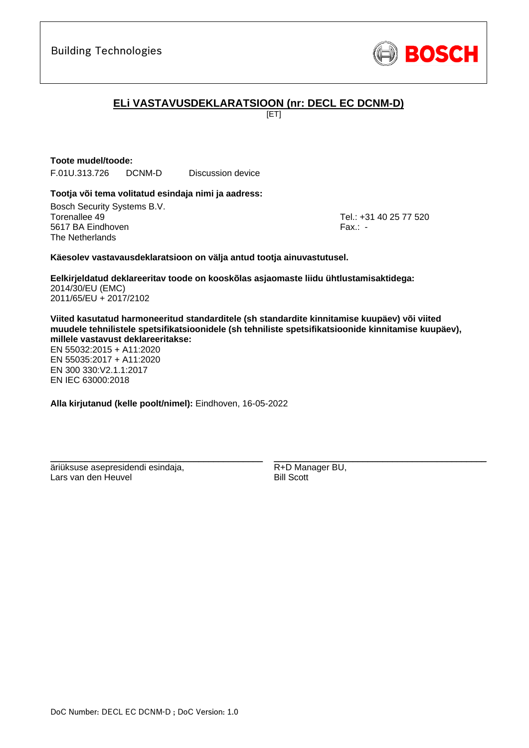Building Technologies

BOSCH

## ELi VASTAVUSDEKLARATSIOON (nr: DECL EC DCNM-D)

[ET]

**Toote mudel/toode:**

F.01U.313.726 DCNM-D Discussion device

**Tootja või tema volitatud esindaja nimi ja aadress:**

Bosch Security Systems B.V.
Torenallee 49
5617 BA Eindhoven
The Netherlands

Tel.: +31 40 25 77 520
Fax.: -

**Käesolev vastavausdeklaratsioon on välja antud tootja ainuvastutusel.**

**Eelkirjeldatud deklareeritav toode on kooskõlas asjaomaste liidu ühtlustamisaktidega:**
2014/30/EU (EMC)
2011/65/EU + 2017/2102

**Viited kasutatud harmoneeritud standarditele (sh standardite kinnitamise kuupäev) või viited muudele tehnilistele spetsifikatsioonidele (sh tehniliste spetsifikatsioonide kinnitamise kuupäev), millele vastavust deklareeritakse:**
EN 55032:2015 + A11:2020
EN 55035:2017 + A11:2020
EN 300 330:V2.1.1:2017
EN IEC 63000:2018

**Alla kirjutanud (kelle poolt/nimel):** Eindhoven, 16-05-2022

äriüksuse asepresidendi esindaja,
Lars van den Heuvel

R+D Manager BU,
Bill Scott

DoC Number: DECL EC DCNM-D ; DoC Version: 1.0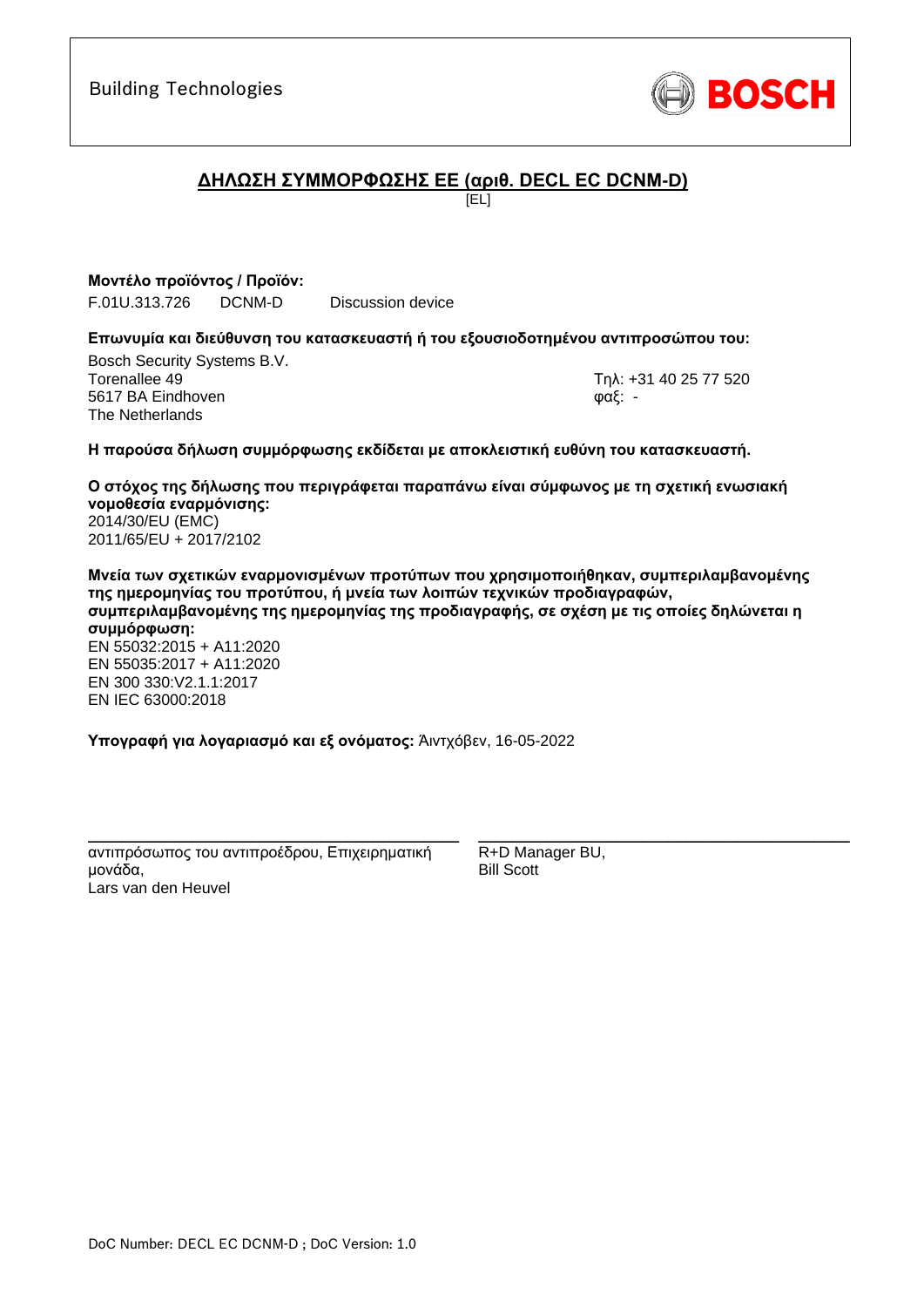Building Technologies

BOSCH

## ΔΗΛΩΣΗ ΣΥΜΜΟΡΦΩΣΗΣ ΕΕ (αριθ. DECL EC DCNM-D)

[EL]

**Μοντέλο προϊόντος / Προϊόν:**

F.01U.313.726 DCNM-D Discussion device

**Επωνυμία και διεύθυνση του κατασκευαστή ή του εξουσιοδοτημένου αντιπροσώπου του:**

Bosch Security Systems B.V.
Torenallee 49
5617 BA Eindhoven
The Netherlands

Τηλ: +31 40 25 77 520
φαξ: -

**Η παρούσα δήλωση συμμόρφωσης εκδίδεται με αποκλειστική ευθύνη του κατασκευαστή.**

**Ο στόχος της δήλωσης που περιγράφεται παραπάνω είναι σύμφωνος με τη σχετική ενωσιακή νομοθεσία εναρμόνισης:**
2014/30/EU (EMC)
2011/65/EU + 2017/2102

**Μνεία των σχετικών εναρμονισμένων προτύπων που χρησιμοποιήθηκαν, συμπεριλαμβανομένης της ημερομηνίας του προτύπου, ή μνεία των λοιπών τεχνικών προδιαγραφών, συμπεριλαμβανομένης της ημερομηνίας της προδιαγραφής, σε σχέση με τις οποίες δηλώνεται η συμμόρφωση:**
EN 55032:2015 + A11:2020
EN 55035:2017 + A11:2020
EN 300 330:V2.1.1:2017
EN IEC 63000:2018

**Υπογραφή για λογαριασμό και εξ ονόματος:** Άιντχόβεν, 16-05-2022

\_\_\_\_\_\_\_\_\_\_\_\_\_\_\_\_\_\_\_\_\_\_\_\_\_\_\_\_\_\_\_\_\_\_\_\_\_\_\_\_
αντιπρόσωπος του αντιπροέδρου, Επιχειρηματική μονάδα,
Lars van den Heuvel

\_\_\_\_\_\_\_\_\_\_\_\_\_\_\_\_\_\_\_\_\_\_\_\_\_\_\_\_\_\_\_\_\_\_\_\_\_\_\_\_
R+D Manager BU,
Bill Scott

DoC Number: DECL EC DCNM-D ; DoC Version: 1.0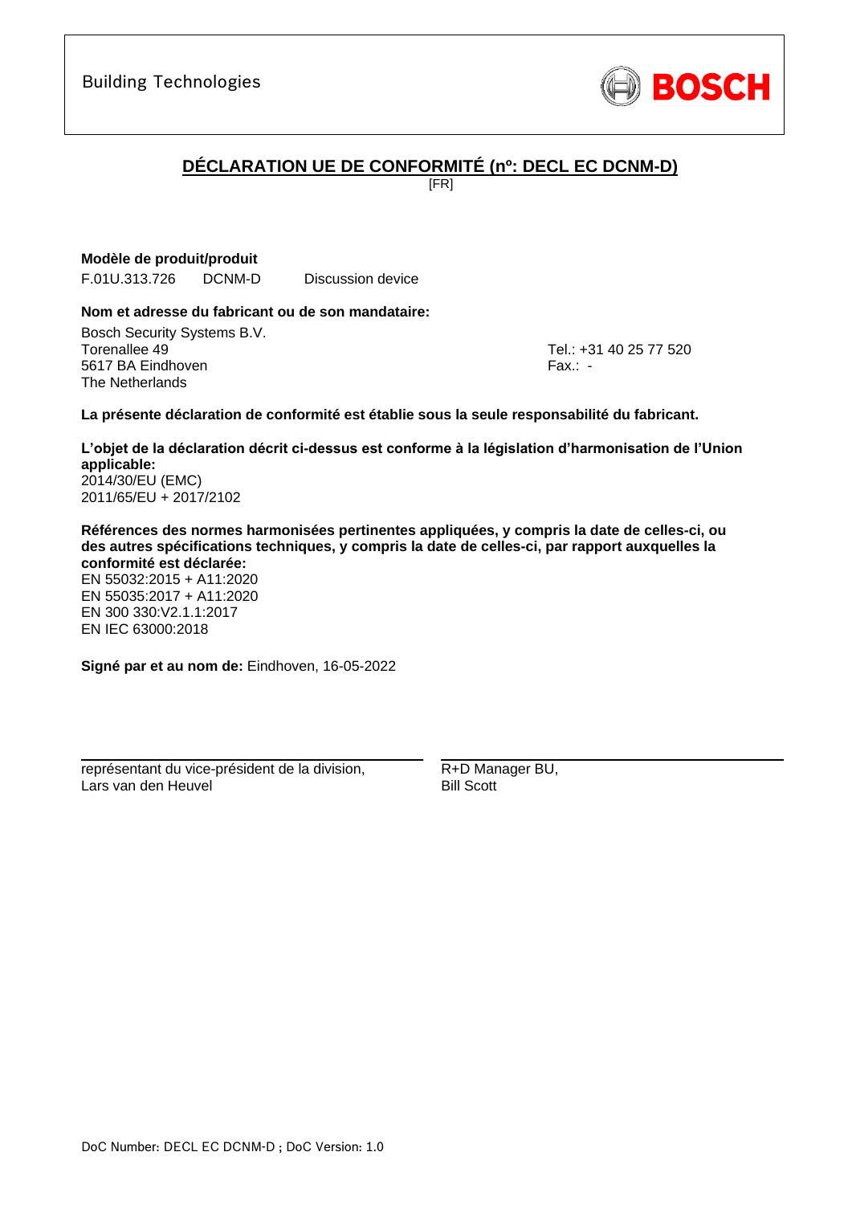Building Technologies

BOSCH

## DÉCLARATION UE DE CONFORMITÉ (nº: DECL EC DCNM-D)

[FR]

**Modèle de produit/produit**

F.01U.313.726 DCNM-D Discussion device

**Nom et adresse du fabricant ou de son mandataire:**

Bosch Security Systems B.V.
Torenallee 49
5617 BA Eindhoven
The Netherlands

Tel.: +31 40 25 77 520
Fax.: -

**La présente déclaration de conformité est établie sous la seule responsabilité du fabricant.**

**L'objet de la déclaration décrit ci-dessus est conforme à la législation d'harmonisation de l'Union applicable:**
2014/30/EU (EMC)
2011/65/EU + 2017/2102

**Références des normes harmonisées pertinentes appliquées, y compris la date de celles-ci, ou des autres spécifications techniques, y compris la date de celles-ci, par rapport auxquelles la conformité est déclarée:**
EN 55032:2015 + A11:2020
EN 55035:2017 + A11:2020
EN 300 330:V2.1.1:2017
EN IEC 63000:2018

**Signé par et au nom de:** Eindhoven, 16-05-2022

représentant du vice-président de la division,
Lars van den Heuvel

R+D Manager BU,
Bill Scott

DoC Number: DECL EC DCNM-D ; DoC Version: 1.0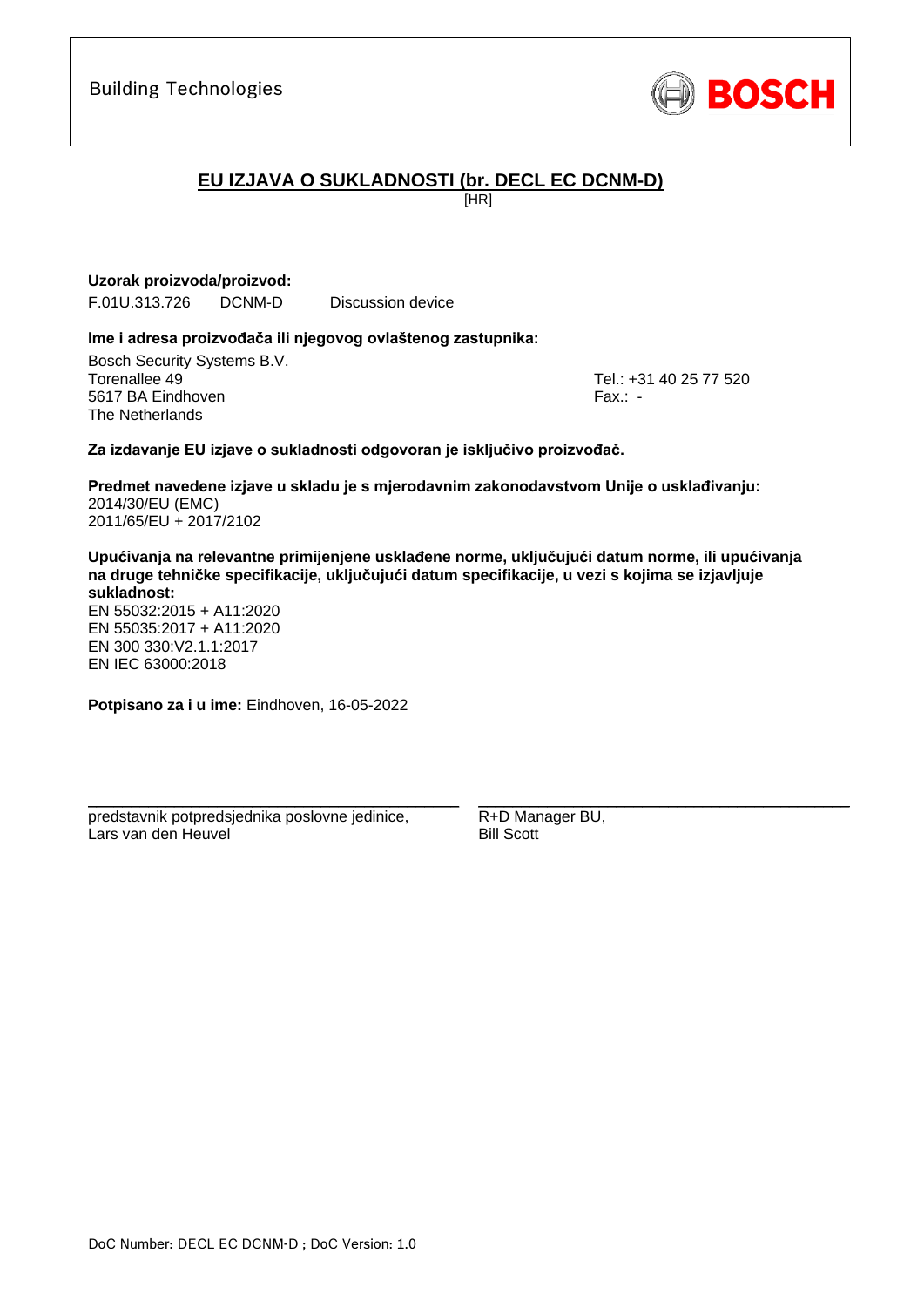Building Technologies

BOSCH

## EU IZJAVA O SUKLADNOSTI (br. DECL EC DCNM-D)

[HR]

**Uzorak proizvoda/proizvod:**

F.01U.313.726 DCNM-D Discussion device

**Ime i adresa proizvođača ili njegovog ovlaštenog zastupnika:**

Bosch Security Systems B.V.
Torenallee 49
5617 BA Eindhoven
The Netherlands

Tel.: +31 40 25 77 520
Fax.: -

**Za izdavanje EU izjave o sukladnosti odgovoran je isključivo proizvođač.**

**Predmet navedene izjave u skladu je s mjerodavnim zakonodavstvom Unije o usklađivanju:**
2014/30/EU (EMC)
2011/65/EU + 2017/2102

**Upućivanja na relevantne primijenjene usklađene norme, uključujući datum norme, ili upućivanja na druge tehničke specifikacije, uključujući datum specifikacije, u vezi s kojima se izjavljuje sukladnost:**
EN 55032:2015 + A11:2020
EN 55035:2017 + A11:2020
EN 300 330:V2.1.1:2017
EN IEC 63000:2018

**Potpisano za i u ime:** Eindhoven, 16-05-2022

predstavnik potpredsjednika poslovne jedinice,
Lars van den Heuvel

R+D Manager BU,
Bill Scott

DoC Number: DECL EC DCNM-D ; DoC Version: 1.0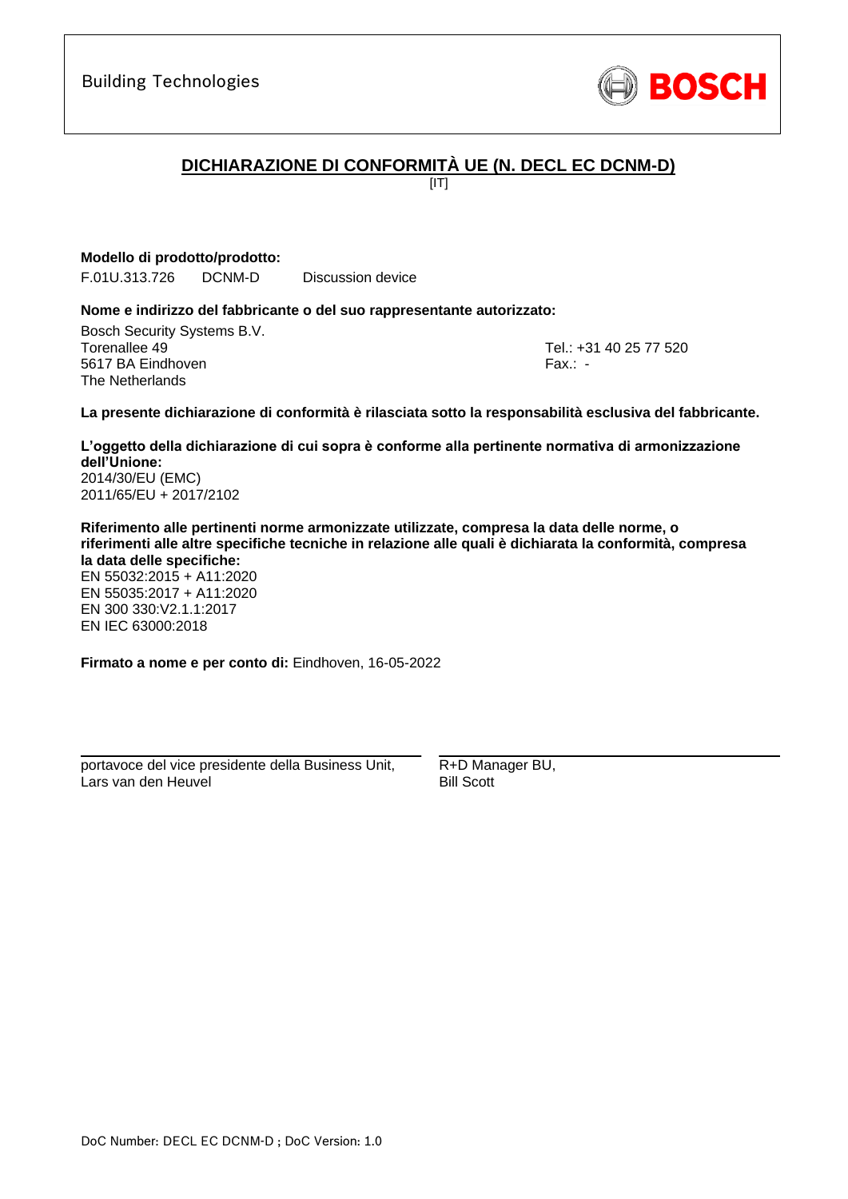Building Technologies

BOSCH

# DICHIARAZIONE DI CONFORMITÀ UE (N. DECL EC DCNM-D)

[IT]

**Modello di prodotto/prodotto:**

F.01U.313.726 DCNM-D Discussion device

**Nome e indirizzo del fabbricante o del suo rappresentante autorizzato:**

Bosch Security Systems B.V.
Torenallee 49
5617 BA Eindhoven
The Netherlands

Tel.: +31 40 25 77 520
Fax.: -

**La presente dichiarazione di conformità è rilasciata sotto la responsabilità esclusiva del fabbricante.**

**L'oggetto della dichiarazione di cui sopra è conforme alla pertinente normativa di armonizzazione dell'Unione:**
2014/30/EU (EMC)
2011/65/EU + 2017/2102

**Riferimento alle pertinenti norme armonizzate utilizzate, compresa la data delle norme, o riferimenti alle altre specifiche tecniche in relazione alle quali è dichiarata la conformità, compresa la data delle specifiche:**
EN 55032:2015 + A11:2020
EN 55035:2017 + A11:2020
EN 300 330:V2.1.1:2017
EN IEC 63000:2018

**Firmato a nome e per conto di:** Eindhoven, 16-05-2022

portavoce del vice presidente della Business Unit,
Lars van den Heuvel

R+D Manager BU,
Bill Scott

DoC Number: DECL EC DCNM-D ; DoC Version: 1.0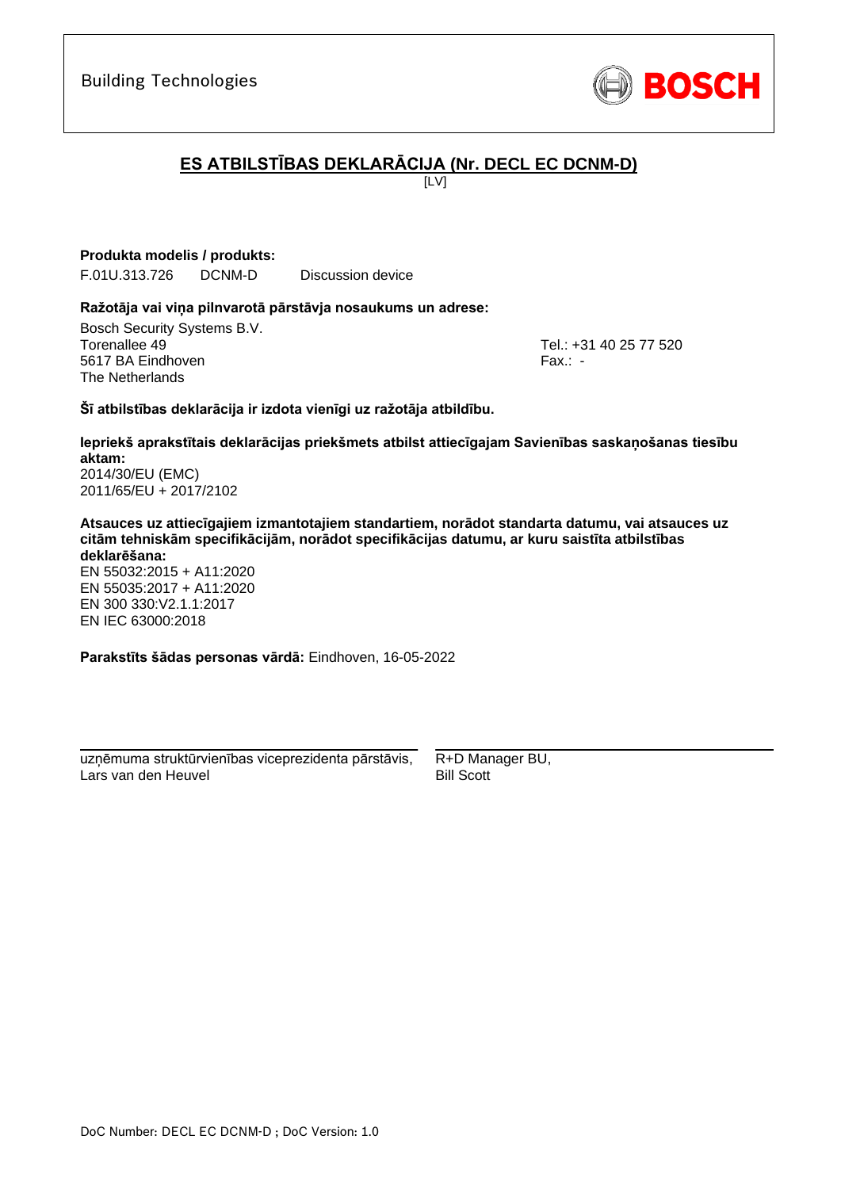Building Technologies

BOSCH

# ES ATBILSTĪBAS DEKLARĀCIJA (Nr. DECL EC DCNM-D)

[LV]

**Produkta modelis / produkts:**

F.01U.313.726 DCNM-D Discussion device

**Ražotāja vai viņa pilnvarotā pārstāvja nosaukums un adrese:**

Bosch Security Systems B.V.
Torenallee 49
5617 BA Eindhoven
The Netherlands

Tel.: +31 40 25 77 520
Fax.: -

**Šī atbilstības deklarācija ir izdota vienīgi uz ražotāja atbildību.**

**Iepriekš aprakstītais deklarācijas priekšmets atbilst attiecīgajam Savienības saskaņošanas tiesību aktam:**

2014/30/EU (EMC)
2011/65/EU + 2017/2102

**Atsauces uz attiecīgajiem izmantotajiem standartiem, norādot standarta datumu, vai atsauces uz citām tehniskām specifikācijām, norādot specifikācijas datumu, ar kuru saistīta atbilstības deklarēšana:**

EN 55032:2015 + A11:2020
EN 55035:2017 + A11:2020
EN 300 330:V2.1.1:2017
EN IEC 63000:2018

**Parakstīts šādas personas vārdā:** Eindhoven, 16-05-2022

uzņēmuma struktūrvienības viceprezidenta pārstāvis,
Lars van den Heuvel

R+D Manager BU,
Bill Scott

DoC Number: DECL EC DCNM-D ; DoC Version: 1.0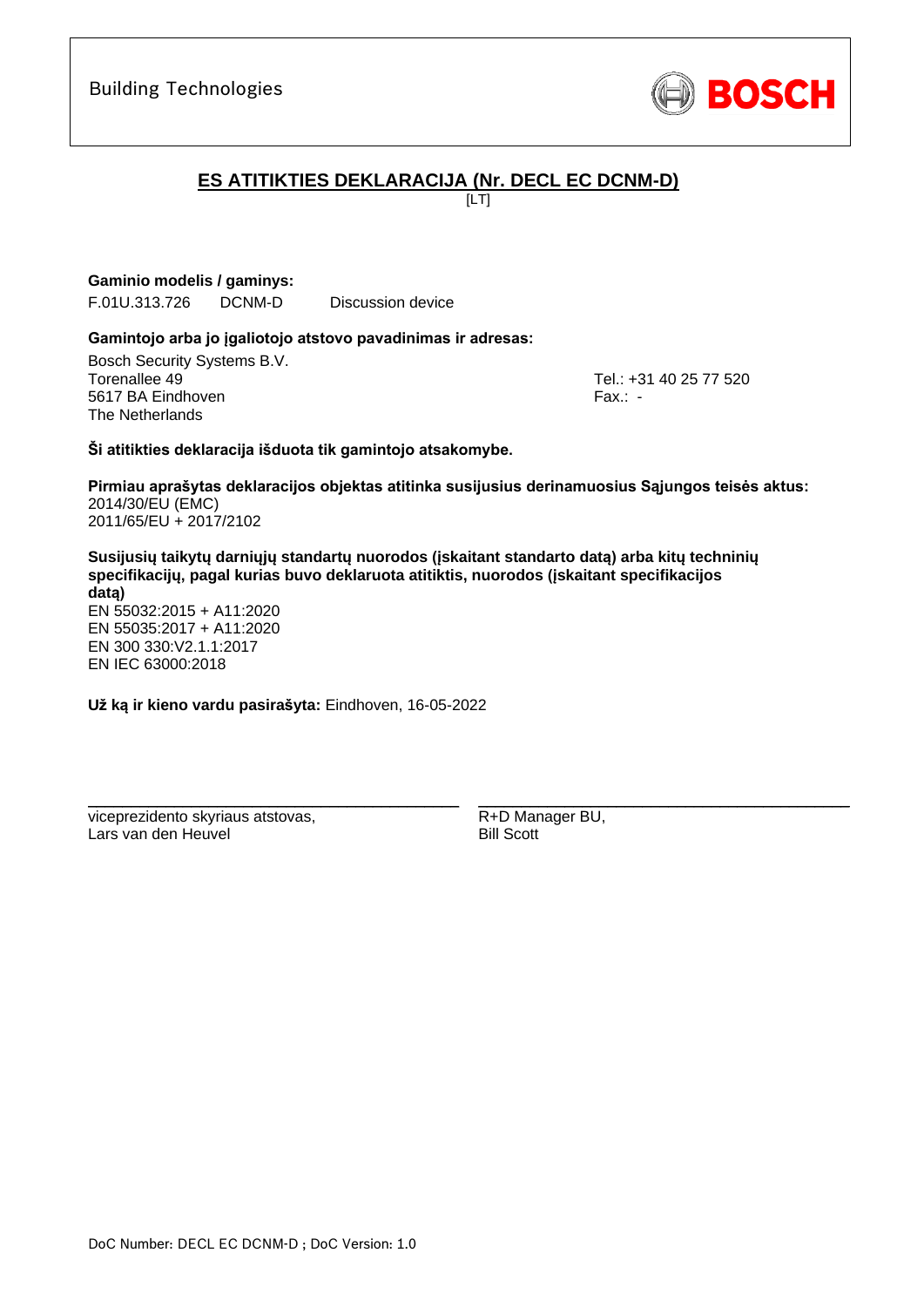Building Technologies

BOSCH

## ES ATITIKTIES DEKLARACIJA (Nr. DECL EC DCNM-D)

[LT]

**Gaminio modelis / gaminys:**

F.01U.313.726 DCNM-D Discussion device

**Gamintojo arba jo įgaliotojo atstovo pavadinimas ir adresas:**

Bosch Security Systems B.V.
Torenallee 49
5617 BA Eindhoven
The Netherlands

Tel.: +31 40 25 77 520
Fax.: -

**Ši atitikties deklaracija išduota tik gamintojo atsakomybe.**

**Pirmiau aprašytas deklaracijos objektas atitinka susijusius derinamuosius Sąjungos teisės aktus:**
2014/30/EU (EMC)
2011/65/EU + 2017/2102

**Susijusių taikytų darniųjų standartų nuorodos (įskaitant standarto datą) arba kitų techninių specifikacijų, pagal kurias buvo deklaruota atitiktis, nuorodos (įskaitant specifikacijos datą)**
EN 55032:2015 + A11:2020
EN 55035:2017 + A11:2020
EN 300 330:V2.1.1:2017
EN IEC 63000:2018

**Už ką ir kieno vardu pasirašyta:** Eindhoven, 16-05-2022

viceprezidento skyriaus atstovas,
Lars van den Heuvel

R+D Manager BU,
Bill Scott

DoC Number: DECL EC DCNM-D ; DoC Version: 1.0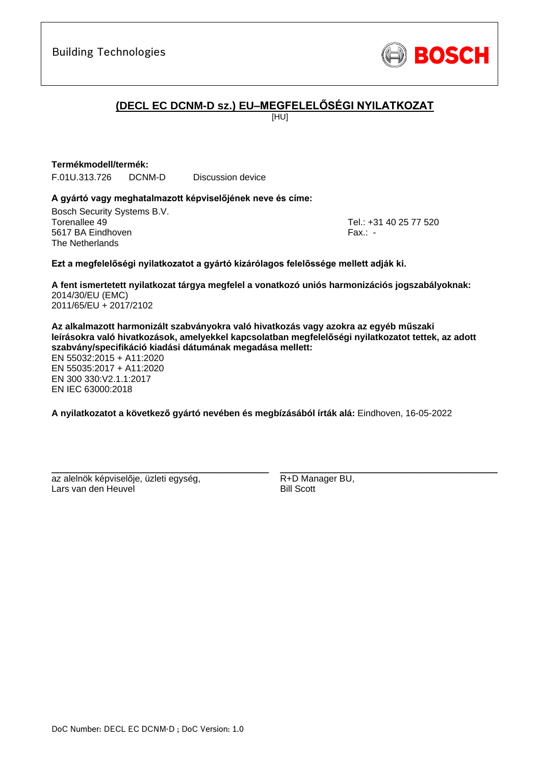Building Technologies

BOSCH

# (DECL EC DCNM-D sz.) EU–MEGFELELŐSÉGI NYILATKOZAT

[HU]

**Termékmodell/termék:**

F.01U.313.726 DCNM-D Discussion device

**A gyártó vagy meghatalmazott képviselőjének neve és címe:**

Bosch Security Systems B.V.
Torenallee 49
5617 BA Eindhoven
The Netherlands

Tel.: +31 40 25 77 520
Fax.: -

**Ezt a megfelelőségi nyilatkozatot a gyártó kizárólagos felelőssége mellett adják ki.**

**A fent ismertetett nyilatkozat tárgya megfelel a vonatkozó uniós harmonizációs jogszabályoknak:**
2014/30/EU (EMC)
2011/65/EU + 2017/2102

**Az alkalmazott harmonizált szabványokra való hivatkozás vagy azokra az egyéb műszaki leírásokra való hivatkozások, amelyekkel kapcsolatban megfelelőségi nyilatkozatot tettek, az adott szabvány/specifikáció kiadási dátumának megadása mellett:**
EN 55032:2015 + A11:2020
EN 55035:2017 + A11:2020
EN 300 330:V2.1.1:2017
EN IEC 63000:2018

**A nyilatkozatot a következő gyártó nevében és megbízásából írták alá:** Eindhoven, 16-05-2022

az alelnök képviselője, üzleti egység,
Lars van den Heuvel

R+D Manager BU,
Bill Scott

DoC Number: DECL EC DCNM-D ; DoC Version: 1.0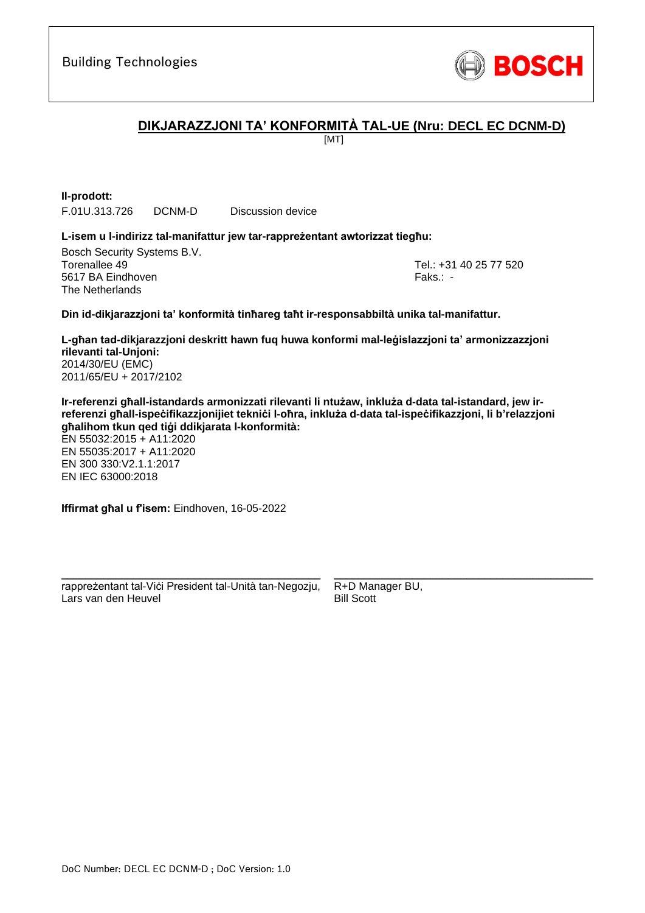Building Technologies

BOSCH

## DIKJARAZZJONI TA' KONFORMITÀ TAL-UE (Nru: DECL EC DCNM-D)

[MT]

**Il-prodott:**

F.01U.313.726 DCNM-D Discussion device

**L-isem u l-indirizz tal-manifattur jew tar-rappreżentant awtorizzat tiegħu:**

Bosch Security Systems B.V.
Torenallee 49
5617 BA Eindhoven
The Netherlands

Tel.: +31 40 25 77 520
Faks.: -

**Din id-dikjarazzjoni ta' konformità tinħareg taħt ir-responsabbiltà unika tal-manifattur.**

**L-għan tad-dikjarazzjoni deskritt hawn fuq huwa konformi mal-leġislazzjoni ta' armonizzazzjoni rilevanti tal-Unjoni:**
2014/30/EU (EMC)
2011/65/EU + 2017/2102

**Ir-referenzi għall-istandards armonizzati rilevanti li ntużaw, inkluża d-data tal-istandard, jew ir-referenzi għall-ispeċifikazzjonijiet tekniċi l-oħra, inkluża d-data tal-ispeċifikazzjoni, li b'relazzjoni għalihom tkun qed tiġi ddikjarata l-konformità:**
EN 55032:2015 + A11:2020
EN 55035:2017 + A11:2020
EN 300 330:V2.1.1:2017
EN IEC 63000:2018

**Iffirmat għal u f'isem:** Eindhoven, 16-05-2022

rappreżentant tal-Viċi President tal-Unità tan-Negozju,
Lars van den Heuvel

R+D Manager BU,
Bill Scott

DoC Number: DECL EC DCNM-D ; DoC Version: 1.0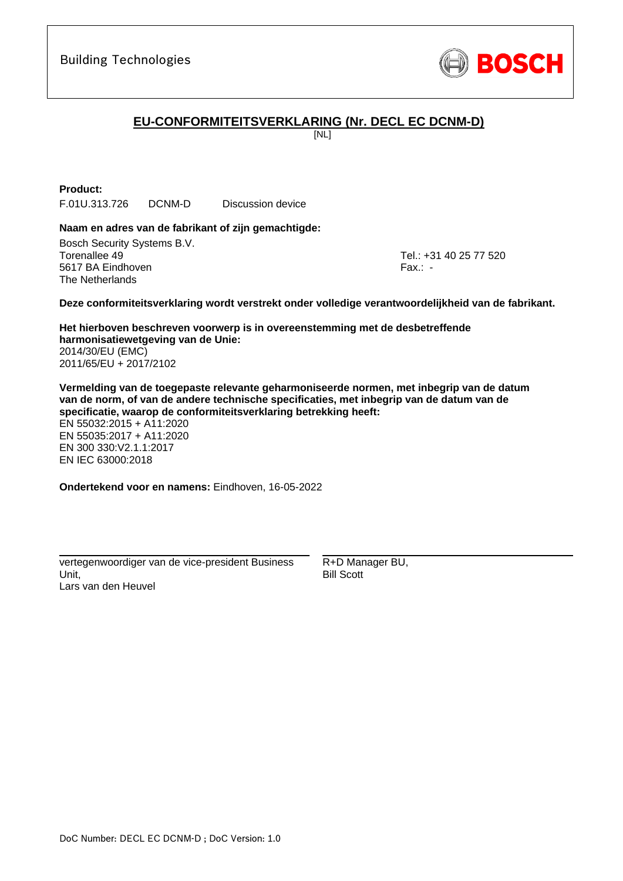Building Technologies

BOSCH

## EU-CONFORMITEITSVERKLARING (Nr. DECL EC DCNM-D)

[NL]

**Product:**

F.01U.313.726 DCNM-D Discussion device

**Naam en adres van de fabrikant of zijn gemachtigde:**

Bosch Security Systems B.V.
Torenallee 49
5617 BA Eindhoven
The Netherlands

Tel.: +31 40 25 77 520
Fax.: -

**Deze conformiteitsverklaring wordt verstrekt onder volledige verantwoordelijkheid van de fabrikant.**

**Het hierboven beschreven voorwerp is in overeenstemming met de desbetreffende harmonisatiewetgeving van de Unie:**
2014/30/EU (EMC)
2011/65/EU + 2017/2102

**Vermelding van de toegepaste relevante geharmoniseerde normen, met inbegrip van de datum van de norm, of van de andere technische specificaties, met inbegrip van de datum van de specificatie, waarop de conformiteitsverklaring betrekking heeft:**
EN 55032:2015 + A11:2020
EN 55035:2017 + A11:2020
EN 300 330:V2.1.1:2017
EN IEC 63000:2018

**Ondertekend voor en namens:** Eindhoven, 16-05-2022

vertegenwoordiger van de vice-president Business Unit,
Lars van den Heuvel

R+D Manager BU,
Bill Scott

DoC Number: DECL EC DCNM-D ; DoC Version: 1.0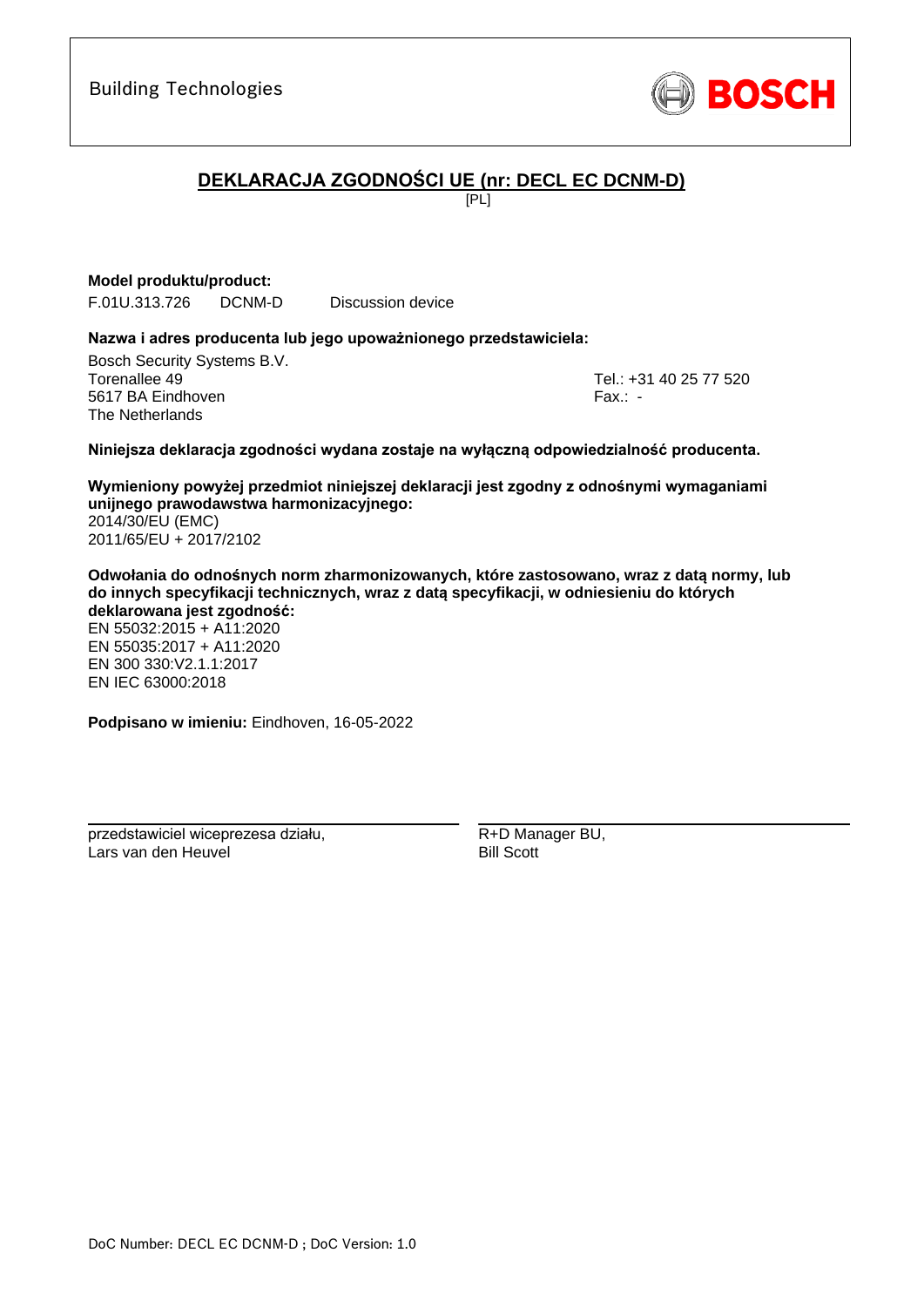Building Technologies

BOSCH

## DEKLARACJA ZGODNOŚCI UE (nr: DECL EC DCNM-D)

[PL]

**Model produktu/product:**

F.01U.313.726 DCNM-D Discussion device

**Nazwa i adres producenta lub jego upoważnionego przedstawiciela:**

Bosch Security Systems B.V.
Torenallee 49
5617 BA Eindhoven
The Netherlands

Tel.: +31 40 25 77 520
Fax.: -

**Niniejsza deklaracja zgodności wydana zostaje na wyłączną odpowiedzialność producenta.**

**Wymieniony powyżej przedmiot niniejszej deklaracji jest zgodny z odnośnymi wymaganiami unijnego prawodawstwa harmonizacyjnego:**
2014/30/EU (EMC)
2011/65/EU + 2017/2102

**Odwołania do odnośnych norm zharmonizowanych, które zastosowano, wraz z datą normy, lub do innych specyfikacji technicznych, wraz z datą specyfikacji, w odniesieniu do których deklarowana jest zgodność:**
EN 55032:2015 + A11:2020
EN 55035:2017 + A11:2020
EN 300 330:V2.1.1:2017
EN IEC 63000:2018

**Podpisano w imieniu:** Eindhoven, 16-05-2022

przedstawiciel wiceprezesa działu,
Lars van den Heuvel

R+D Manager BU,
Bill Scott

DoC Number: DECL EC DCNM-D ; DoC Version: 1.0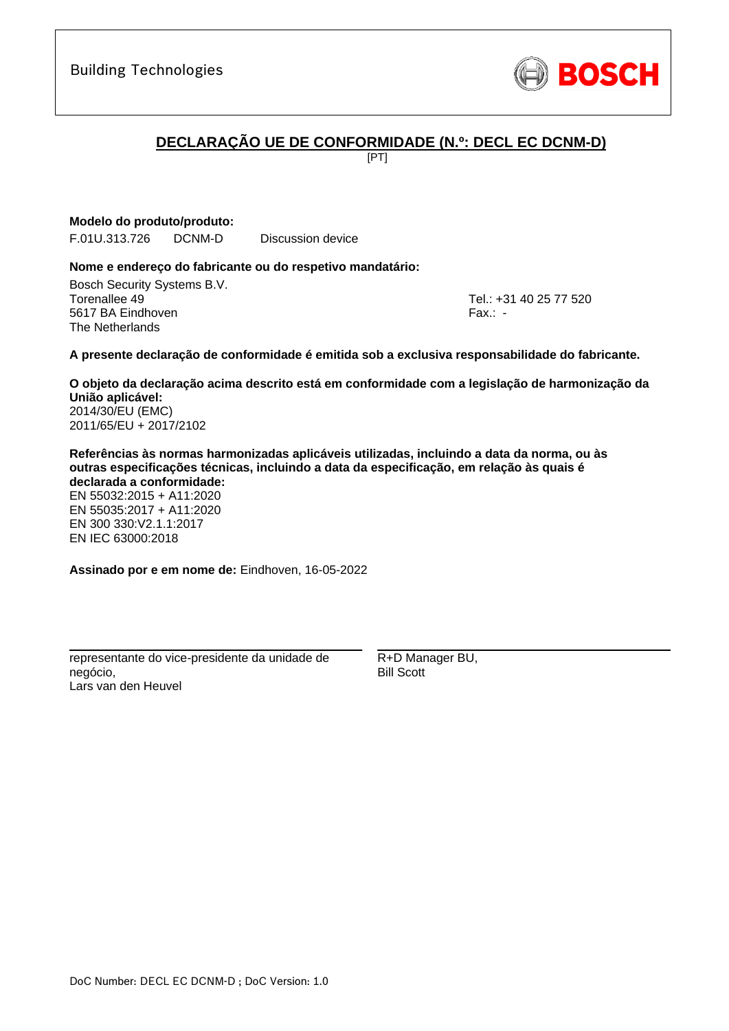Building Technologies

BOSCH

## DECLARAÇÃO UE DE CONFORMIDADE (N.º: DECL EC DCNM-D)

[PT]

**Modelo do produto/produto:**

F.01U.313.726 DCNM-D Discussion device

**Nome e endereço do fabricante ou do respetivo mandatário:**

Bosch Security Systems B.V.
Torenallee 49
5617 BA Eindhoven
The Netherlands

Tel.: +31 40 25 77 520
Fax.: -

**A presente declaração de conformidade é emitida sob a exclusiva responsabilidade do fabricante.**

**O objeto da declaração acima descrito está em conformidade com a legislação de harmonização da União aplicável:**
2014/30/EU (EMC)
2011/65/EU + 2017/2102

**Referências às normas harmonizadas aplicáveis utilizadas, incluindo a data da norma, ou às outras especificações técnicas, incluindo a data da especificação, em relação às quais é declarada a conformidade:**
EN 55032:2015 + A11:2020
EN 55035:2017 + A11:2020
EN 300 330:V2.1.1:2017
EN IEC 63000:2018

**Assinado por e em nome de:** Eindhoven, 16-05-2022

representante do vice-presidente da unidade de negócio,
Lars van den Heuvel

R+D Manager BU,
Bill Scott

DoC Number: DECL EC DCNM-D ; DoC Version: 1.0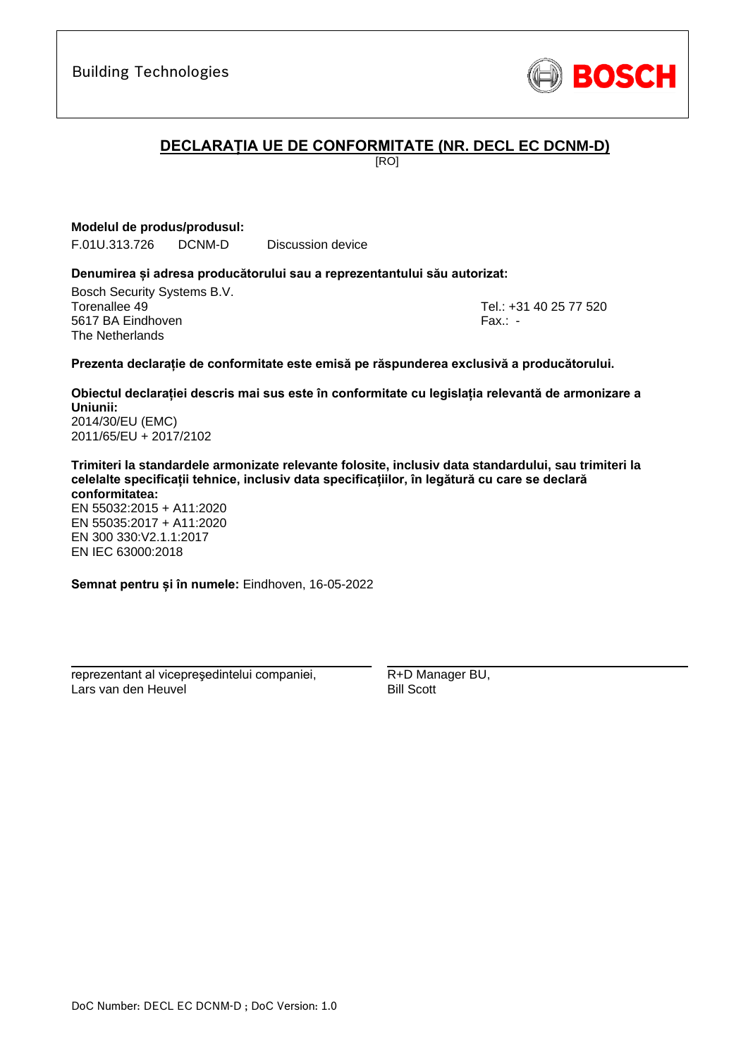Building Technologies

BOSCH

# DECLARAȚIA UE DE CONFORMITATE (NR. DECL EC DCNM-D)

[RO]

**Modelul de produs/produsul:**

F.01U.313.726 DCNM-D Discussion device

**Denumirea și adresa producătorului sau a reprezentantului său autorizat:**

Bosch Security Systems B.V.
Torenallee 49
5617 BA Eindhoven
The Netherlands

Tel.: +31 40 25 77 520
Fax.: -

**Prezenta declarație de conformitate este emisă pe răspunderea exclusivă a producătorului.**

**Obiectul declarației descris mai sus este în conformitate cu legislația relevantă de armonizare a Uniunii:**

2014/30/EU (EMC)
2011/65/EU + 2017/2102

**Trimiteri la standardele armonizate relevante folosite, inclusiv data standardului, sau trimiteri la celelalte specificații tehnice, inclusiv data specificațiilor, în legătură cu care se declară conformitatea:**

EN 55032:2015 + A11:2020
EN 55035:2017 + A11:2020
EN 300 330:V2.1.1:2017
EN IEC 63000:2018

**Semnat pentru și în numele:** Eindhoven, 16-05-2022

reprezentant al vicepreşedintelui companiei,
Lars van den Heuvel

R+D Manager BU,
Bill Scott

DoC Number: DECL EC DCNM-D ; DoC Version: 1.0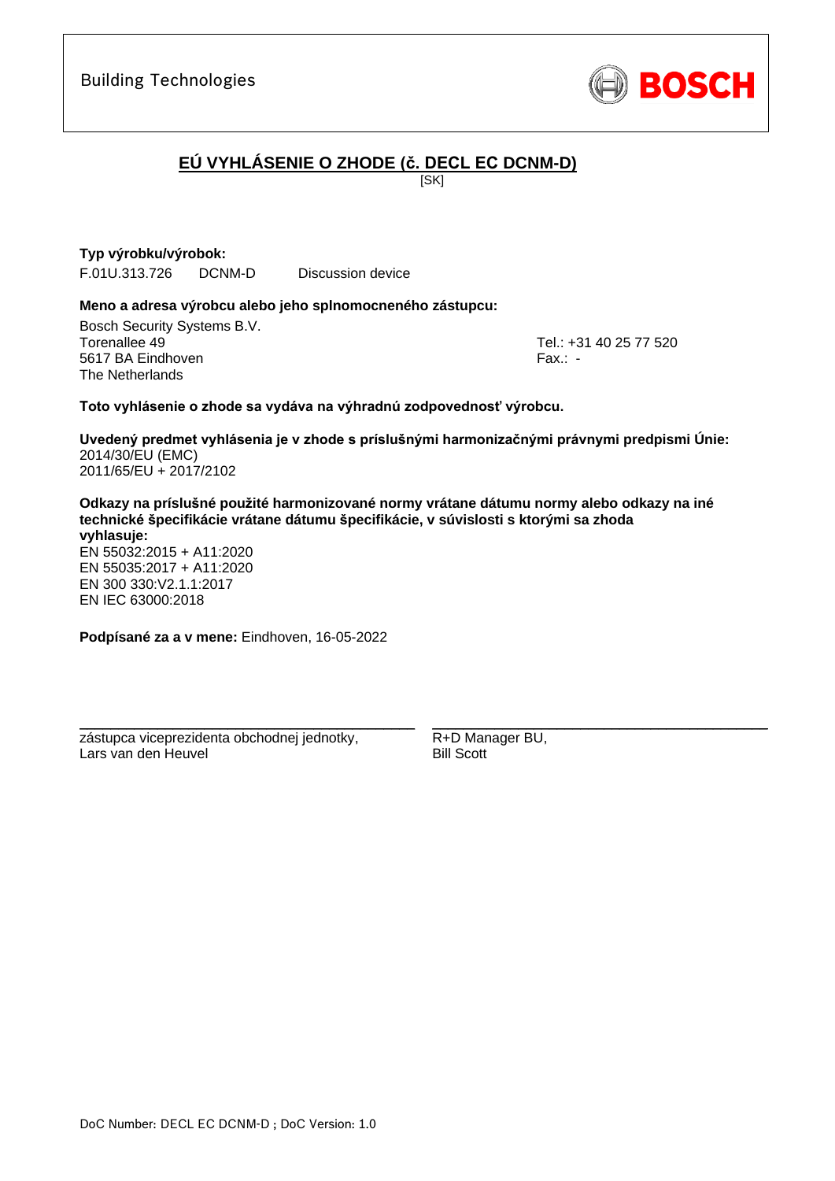Building Technologies

BOSCH

## EÚ VYHLÁSENIE O ZHODE (č. DECL EC DCNM-D)

[SK]

**Typ výrobku/výrobok:**

F.01U.313.726 DCNM-D Discussion device

**Meno a adresa výrobcu alebo jeho splnomocneného zástupcu:**

Bosch Security Systems B.V.
Torenallee 49
5617 BA Eindhoven
The Netherlands

Tel.: +31 40 25 77 520
Fax.: -

**Toto vyhlásenie o zhode sa vydáva na výhradnú zodpovednosť výrobcu.**

**Uvedený predmet vyhlásenia je v zhode s príslušnými harmonizačnými právnymi predpismi Únie:**
2014/30/EU (EMC)
2011/65/EU + 2017/2102

**Odkazy na príslušné použité harmonizované normy vrátane dátumu normy alebo odkazy na iné technické špecifikácie vrátane dátumu špecifikácie, v súvislosti s ktorými sa zhoda vyhlasuje:**
EN 55032:2015 + A11:2020
EN 55035:2017 + A11:2020
EN 300 330:V2.1.1:2017
EN IEC 63000:2018

**Podpísané za a v mene:** Eindhoven, 16-05-2022

zástupca viceprezidenta obchodnej jednotky,
Lars van den Heuvel

R+D Manager BU,
Bill Scott

DoC Number: DECL EC DCNM-D ; DoC Version: 1.0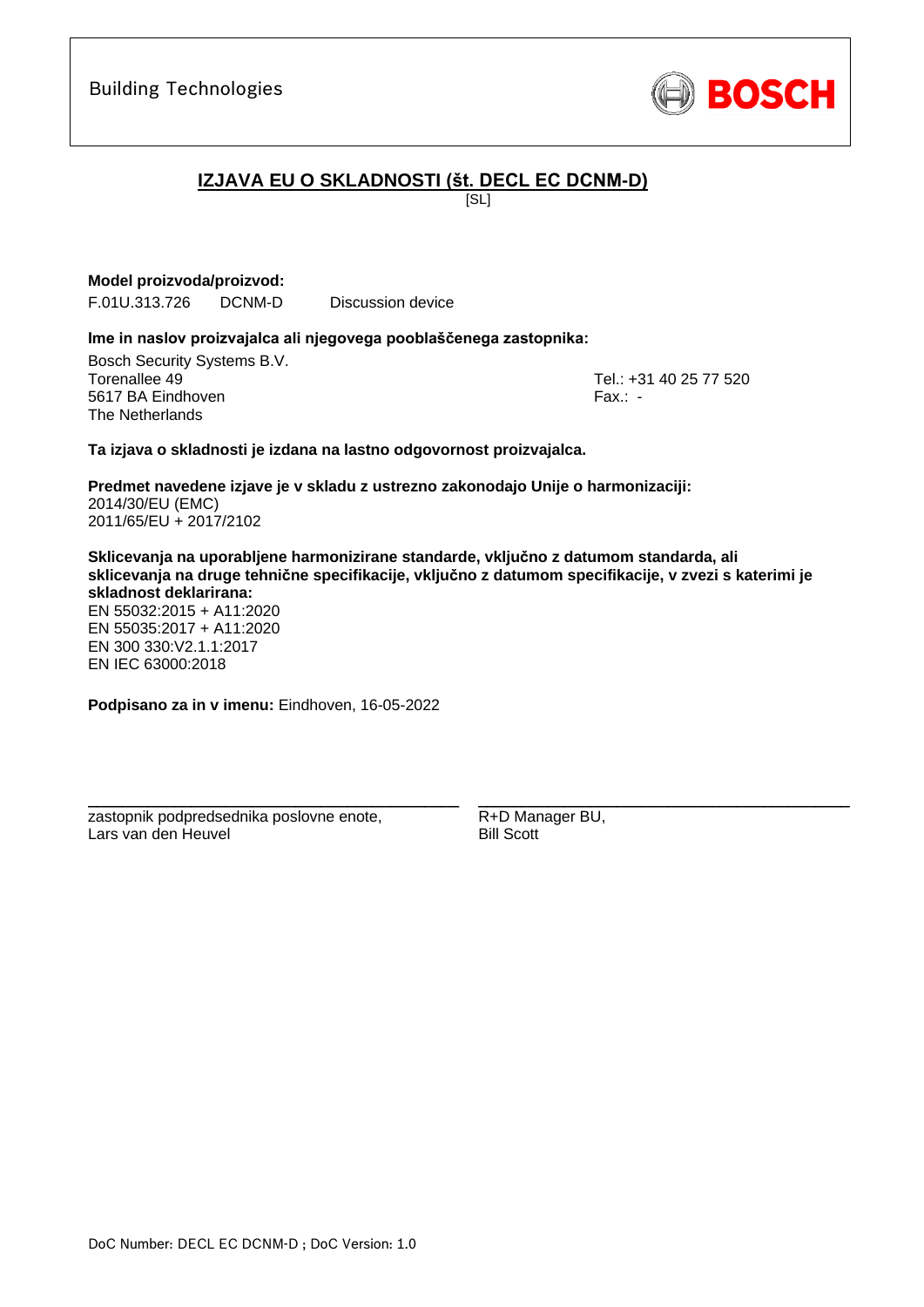Building Technologies

BOSCH

# IZJAVA EU O SKLADNOSTI (št. DECL EC DCNM-D)

[SL]

**Model proizvoda/proizvod:**

F.01U.313.726 DCNM-D Discussion device

**Ime in naslov proizvajalca ali njegovega pooblaščenega zastopnika:**

Bosch Security Systems B.V.
Torenallee 49
5617 BA Eindhoven
The Netherlands

Tel.: +31 40 25 77 520
Fax.: -

**Ta izjava o skladnosti je izdana na lastno odgovornost proizvajalca.**

**Predmet navedene izjave je v skladu z ustrezno zakonodajo Unije o harmonizaciji:**
2014/30/EU (EMC)
2011/65/EU + 2017/2102

**Sklicevanja na uporabljene harmonizirane standarde, vključno z datumom standarda, ali sklicevanja na druge tehnične specifikacije, vključno z datumom specifikacije, v zvezi s katerimi je skladnost deklarirana:**
EN 55032:2015 + A11:2020
EN 55035:2017 + A11:2020
EN 300 330:V2.1.1:2017
EN IEC 63000:2018

**Podpisano za in v imenu:** Eindhoven, 16-05-2022

zastopnik podpredsednika poslovne enote,
Lars van den Heuvel

R+D Manager BU,
Bill Scott

DoC Number: DECL EC DCNM-D ; DoC Version: 1.0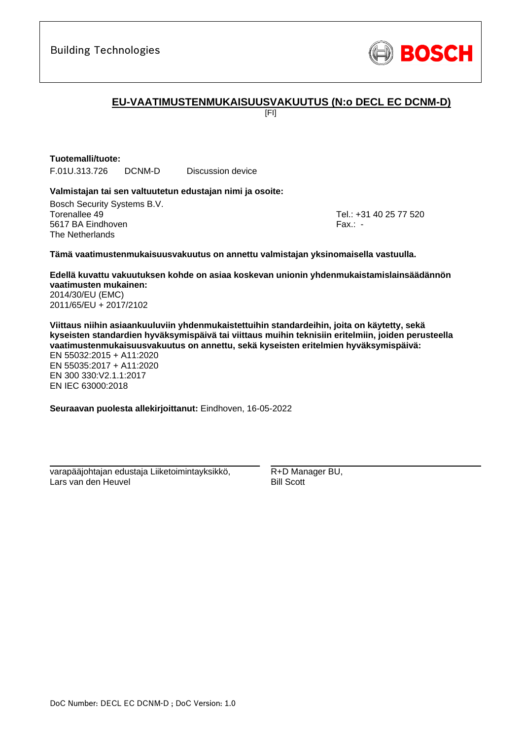Building Technologies

# EU-VAATIMUSTENMUKAISUUSVAKUUTUS (N:o DECL EC DCNM-D)

[FI]

**Tuotemalli/tuote:**

F.01U.313.726 DCNM-D Discussion device

**Valmistajan tai sen valtuutetun edustajan nimi ja osoite:**

Bosch Security Systems B.V.
Torenallee 49
5617 BA Eindhoven
The Netherlands

Tel.: +31 40 25 77 520
Fax.: -

**Tämä vaatimustenmukaisuusvakuutus on annettu valmistajan yksinomaisella vastuulla.**

**Edellä kuvattu vakuutuksen kohde on asiaa koskevan unionin yhdenmukaistamislainsäädännön vaatimusten mukainen:**

2014/30/EU (EMC)
2011/65/EU + 2017/2102

**Viittaus niihin asiaankuuluviin yhdenmukaistettuihin standardeihin, joita on käytetty, sekä kyseisten standardien hyväksymispäivä tai viittaus muihin teknisiin eritelmiin, joiden perusteella vaatimustenmukaisuusvakuutus on annettu, sekä kyseisten eritelmien hyväksymispäivä:**

EN 55032:2015 + A11:2020
EN 55035:2017 + A11:2020
EN 300 330:V2.1.1:2017
EN IEC 63000:2018

**Seuraavan puolesta allekirjoittanut:** Eindhoven, 16-05-2022

varapääjohtajan edustaja Liiketoimintayksikkö,
Lars van den Heuvel

R+D Manager BU,
Bill Scott

DoC Number: DECL EC DCNM-D ; DoC Version: 1.0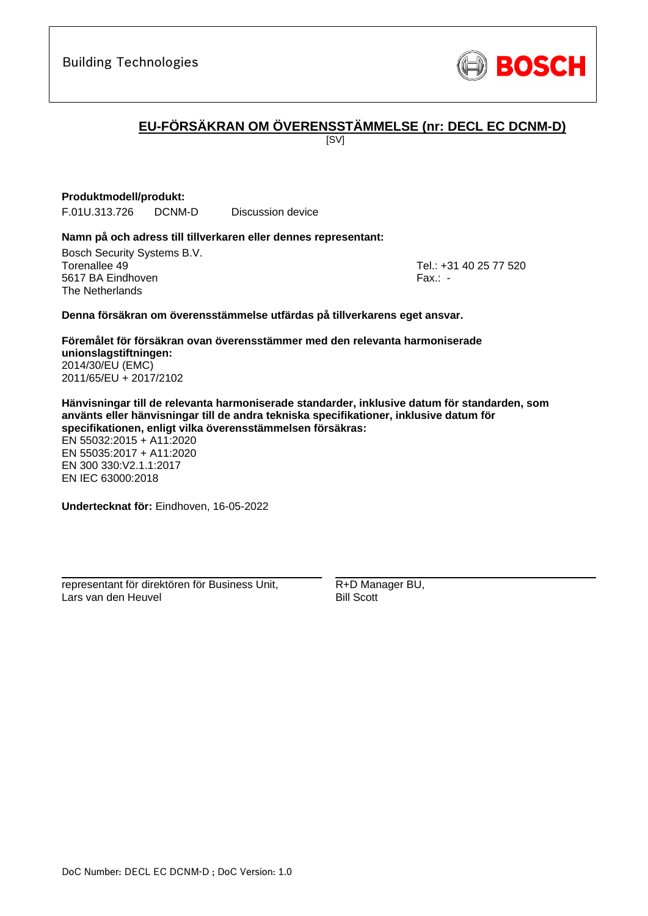Building Technologies

BOSCH

# EU-FÖRSÄKRAN OM ÖVERENSSTÄMMELSE (nr: DECL EC DCNM-D)

[SV]

**Produktmodell/produkt:**

F.01U.313.726 DCNM-D Discussion device

**Namn på och adress till tillverkaren eller dennes representant:**

Bosch Security Systems B.V.
Torenallee 49
5617 BA Eindhoven
The Netherlands

Tel.: +31 40 25 77 520
Fax.: -

**Denna försäkran om överensstämmelse utfärdas på tillverkarens eget ansvar.**

**Föremålet för försäkran ovan överensstämmer med den relevanta harmoniserade unionslagstiftningen:**
2014/30/EU (EMC)
2011/65/EU + 2017/2102

**Hänvisningar till de relevanta harmoniserade standarder, inklusive datum för standarden, som använts eller hänvisningar till de andra tekniska specifikationer, inklusive datum för specifikationen, enligt vilka överensstämmelsen försäkras:**
EN 55032:2015 + A11:2020
EN 55035:2017 + A11:2020
EN 300 330:V2.1.1:2017
EN IEC 63000:2018

**Undertecknat för:** Eindhoven, 16-05-2022

representant för direktören för Business Unit,
Lars van den Heuvel

R+D Manager BU,
Bill Scott

DoC Number: DECL EC DCNM-D ; DoC Version: 1.0